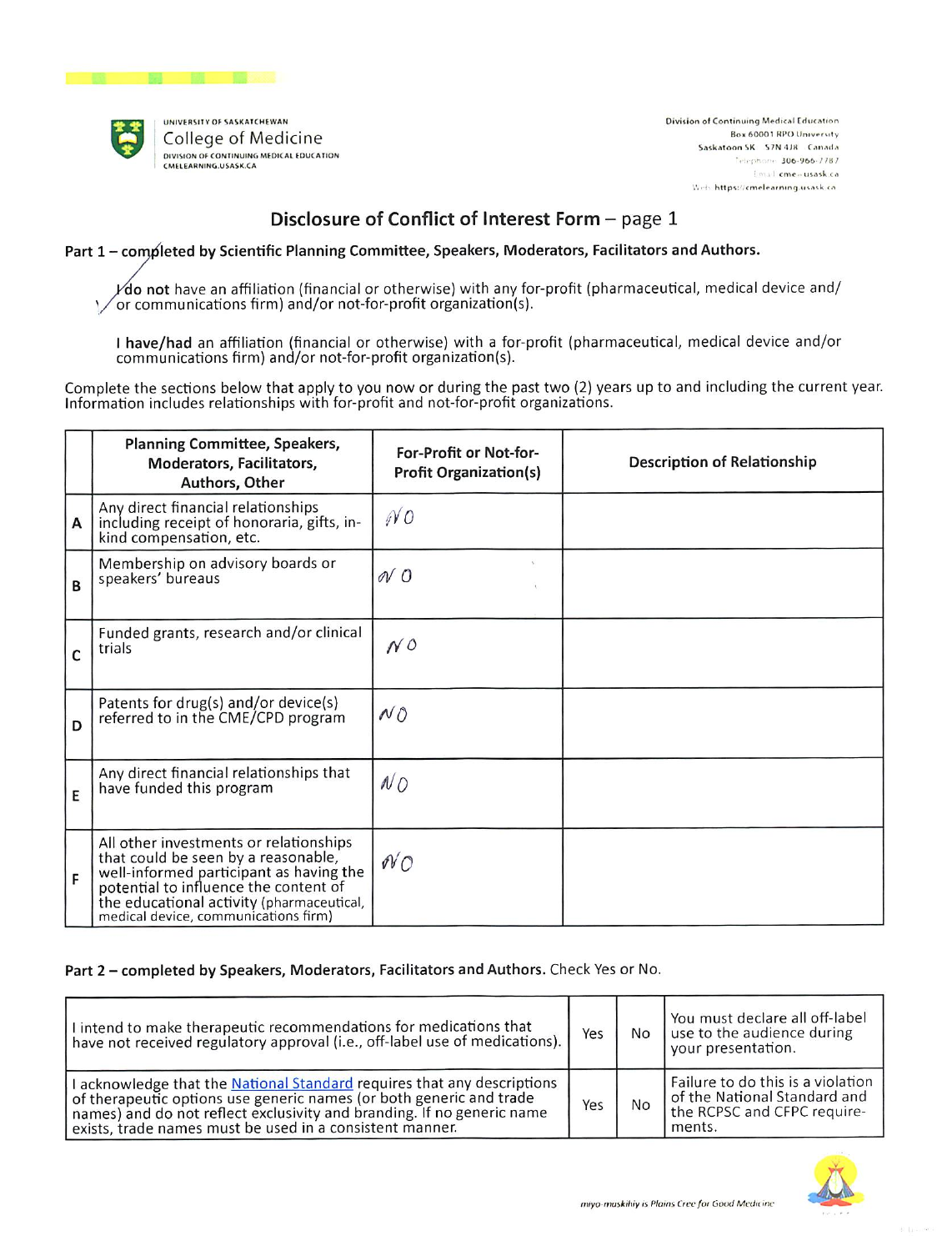UNIVERSITY OF SASKATCHEWAN
College of Medicine
DIVISION OF CONTINUING MEDICAL EDUCATION
CMELEARNING.USASK.CA

Division of Continuing Medical Education
Box 60001 RPO University
Saskatoon SK S7N 4J8 Canada
Telephone: 306-966-7787
Email: cme@usask.ca
Web: https://cmelearning.usask.ca

# Disclosure of Conflict of Interest Form – page 1

**Part 1 – completed by Scientific Planning Committee, Speakers, Moderators, Facilitators and Authors.**

✓ I **do not** have an affiliation (financial or otherwise) with any for-profit (pharmaceutical, medical device and/or communications firm) and/or not-for-profit organization(s).

I **have/had** an affiliation (financial or otherwise) with a for-profit (pharmaceutical, medical device and/or communications firm) and/or not-for-profit organization(s).

Complete the sections below that apply to you now or during the past two (2) years up to and including the current year. Information includes relationships with for-profit and not-for-profit organizations.

| | Planning Committee, Speakers, Moderators, Facilitators, Authors, Other | For-Profit or Not-for-Profit Organization(s) | Description of Relationship |
|---|---|---|---|
| A | Any direct financial relationships including receipt of honoraria, gifts, in-kind compensation, etc. | NO | |
| B | Membership on advisory boards or speakers' bureaus | NO | |
| C | Funded grants, research and/or clinical trials | NO | |
| D | Patents for drug(s) and/or device(s) referred to in the CME/CPD program | NO | |
| E | Any direct financial relationships that have funded this program | NO | |
| F | All other investments or relationships that could be seen by a reasonable, well-informed participant as having the potential to influence the content of the educational activity (pharmaceutical, medical device, communications firm) | NO | |

**Part 2 – completed by Speakers, Moderators, Facilitators and Authors.** Check Yes or No.

| | | | |
|---|---|---|---|
| I intend to make therapeutic recommendations for medications that have not received regulatory approval (i.e., off-label use of medications). | Yes | No | You must declare all off-label use to the audience during your presentation. |
| I acknowledge that the National Standard requires that any descriptions of therapeutic options use generic names (or both generic and trade names) and do not reflect exclusivity and branding. If no generic name exists, trade names must be used in a consistent manner. | Yes | No | Failure to do this is a violation of the National Standard and the RCPSC and CFPC requirements. |

*miyo-maskihiy is Plains Cree for Good Medicine*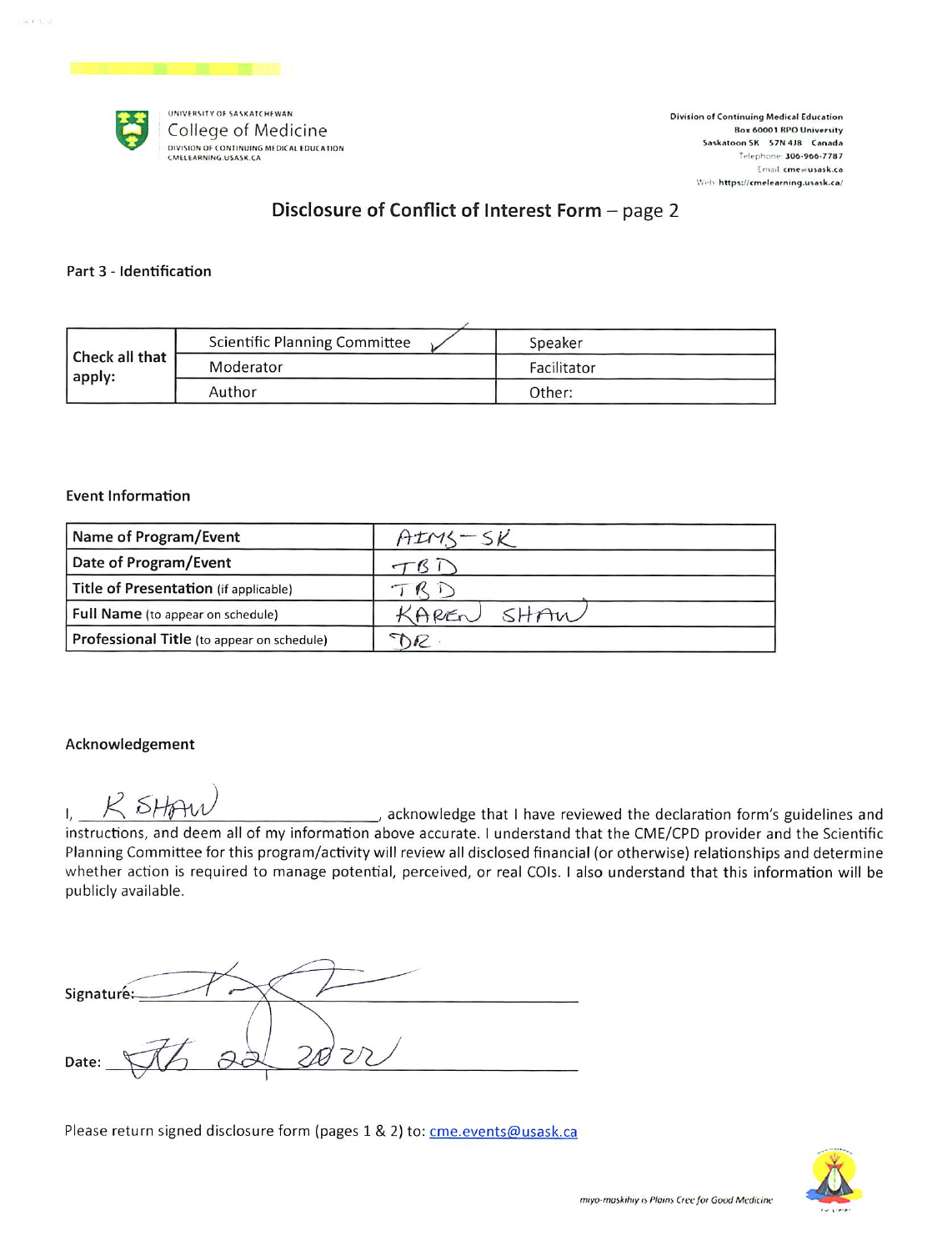UNIVERSITY OF SASKATCHEWAN
College of Medicine
DIVISION OF CONTINUING MEDICAL EDUCATION
CMELEARNING.USASK.CA

Division of Continuing Medical Education
Box 60001 RPO University
Saskatoon SK S7N 4J8 Canada
Telephone: 306-966-7787
Email: cme@usask.ca
Web: https://cmelearning.usask.ca/

## Disclosure of Conflict of Interest Form – page 2

### Part 3 - Identification

| | | |
|---|---|---|
| **Check all that apply:** | Scientific Planning Committee ✓ | Speaker |
| | Moderator | Facilitator |
| | Author | Other: |

### Event Information

| | |
|---|---|
| **Name of Program/Event** | AIMS-SK |
| **Date of Program/Event** | TBD |
| **Title of Presentation** (if applicable) | TBD |
| **Full Name** (to appear on schedule) | KAREN SHAW |
| **Professional Title** (to appear on schedule) | DR. |

### Acknowledgement

I, K SHAW, acknowledge that I have reviewed the declaration form's guidelines and instructions, and deem all of my information above accurate. I understand that the CME/CPD provider and the Scientific Planning Committee for this program/activity will review all disclosed financial (or otherwise) relationships and determine whether action is required to manage potential, perceived, or real COIs. I also understand that this information will be publicly available.

Signature: [signature]

Date: Feb 22 2022

Please return signed disclosure form (pages 1 & 2) to: cme.events@usask.ca

*miyo-maskihiy is Plains Cree for Good Medicine*